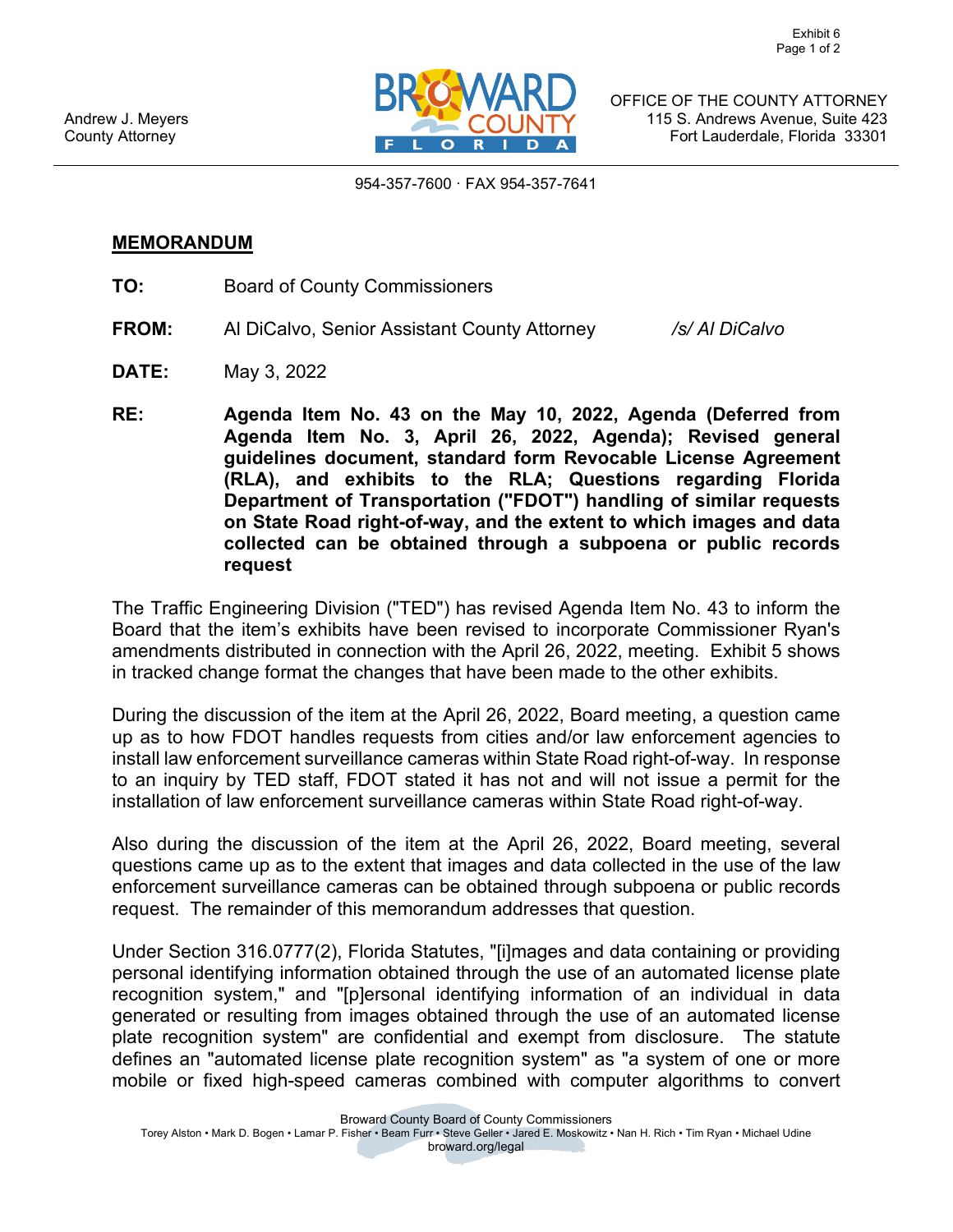Andrew J. Meyers
County Attorney

OFFICE OF THE COUNTY ATTORNEY
115 S. Andrews Avenue, Suite 423
Fort Lauderdale, Florida 33301

954-357-7600 · FAX 954-357-7641

## MEMORANDUM

**TO:** Board of County Commissioners

**FROM:** Al DiCalvo, Senior Assistant County Attorney *_/s/ Al DiCalvo_*

**DATE:** May 3, 2022

**RE:** **Agenda Item No. 43 on the May 10, 2022, Agenda (Deferred from Agenda Item No. 3, April 26, 2022, Agenda); Revised general guidelines document, standard form Revocable License Agreement (RLA), and exhibits to the RLA; Questions regarding Florida Department of Transportation ("FDOT") handling of similar requests on State Road right-of-way, and the extent to which images and data collected can be obtained through a subpoena or public records request**

The Traffic Engineering Division ("TED") has revised Agenda Item No. 43 to inform the Board that the item's exhibits have been revised to incorporate Commissioner Ryan's amendments distributed in connection with the April 26, 2022, meeting. Exhibit 5 shows in tracked change format the changes that have been made to the other exhibits.

During the discussion of the item at the April 26, 2022, Board meeting, a question came up as to how FDOT handles requests from cities and/or law enforcement agencies to install law enforcement surveillance cameras within State Road right-of-way. In response to an inquiry by TED staff, FDOT stated it has not and will not issue a permit for the installation of law enforcement surveillance cameras within State Road right-of-way.

Also during the discussion of the item at the April 26, 2022, Board meeting, several questions came up as to the extent that images and data collected in the use of the law enforcement surveillance cameras can be obtained through subpoena or public records request. The remainder of this memorandum addresses that question.

Under Section 316.0777(2), Florida Statutes, "[i]mages and data containing or providing personal identifying information obtained through the use of an automated license plate recognition system," and "[p]ersonal identifying information of an individual in data generated or resulting from images obtained through the use of an automated license plate recognition system" are confidential and exempt from disclosure. The statute defines an "automated license plate recognition system" as "a system of one or more mobile or fixed high-speed cameras combined with computer algorithms to convert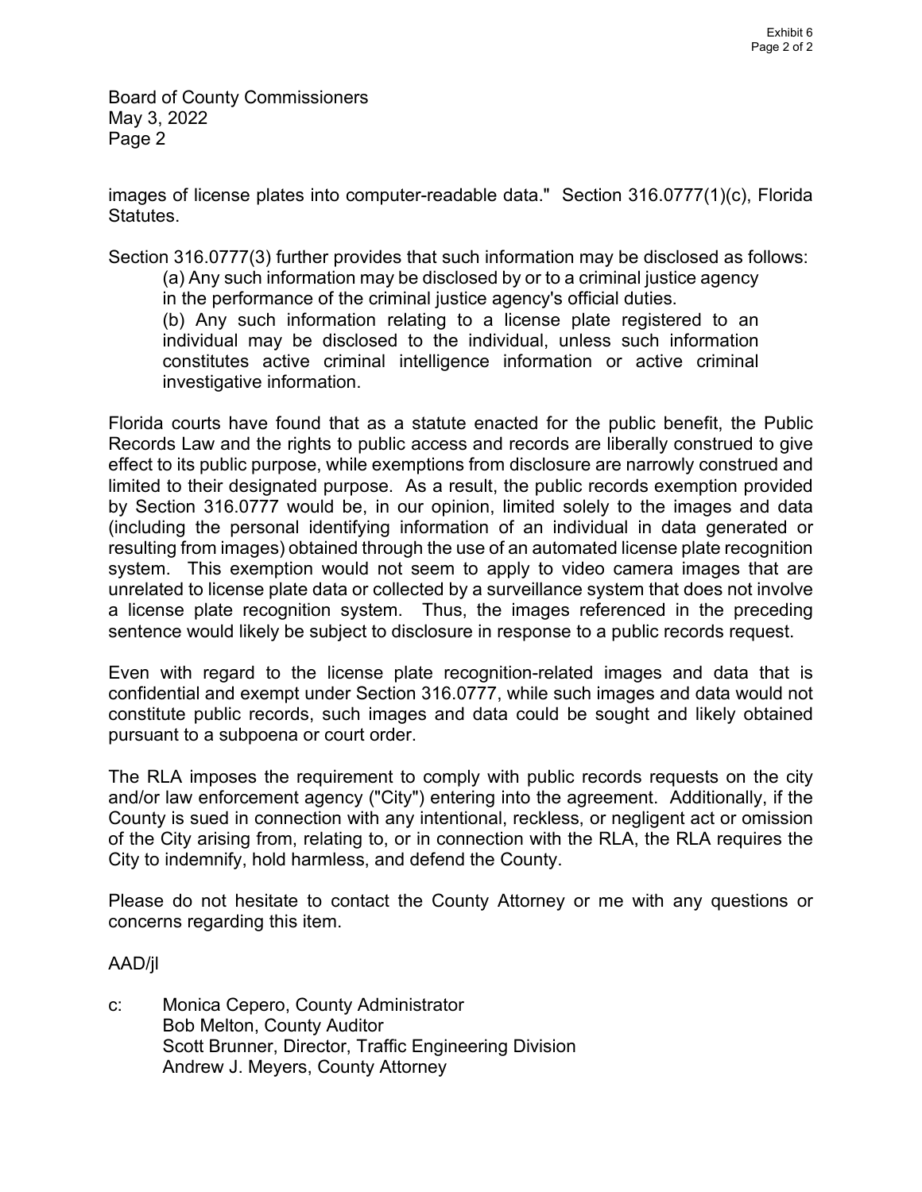Board of County Commissioners
May 3, 2022
Page 2

images of license plates into computer-readable data." Section 316.0777(1)(c), Florida Statutes.

Section 316.0777(3) further provides that such information may be disclosed as follows:

> (a) Any such information may be disclosed by or to a criminal justice agency in the performance of the criminal justice agency's official duties.
>
> (b) Any such information relating to a license plate registered to an individual may be disclosed to the individual, unless such information constitutes active criminal intelligence information or active criminal investigative information.

Florida courts have found that as a statute enacted for the public benefit, the Public Records Law and the rights to public access and records are liberally construed to give effect to its public purpose, while exemptions from disclosure are narrowly construed and limited to their designated purpose. As a result, the public records exemption provided by Section 316.0777 would be, in our opinion, limited solely to the images and data (including the personal identifying information of an individual in data generated or resulting from images) obtained through the use of an automated license plate recognition system. This exemption would not seem to apply to video camera images that are unrelated to license plate data or collected by a surveillance system that does not involve a license plate recognition system. Thus, the images referenced in the preceding sentence would likely be subject to disclosure in response to a public records request.

Even with regard to the license plate recognition-related images and data that is confidential and exempt under Section 316.0777, while such images and data would not constitute public records, such images and data could be sought and likely obtained pursuant to a subpoena or court order.

The RLA imposes the requirement to comply with public records requests on the city and/or law enforcement agency ("City") entering into the agreement. Additionally, if the County is sued in connection with any intentional, reckless, or negligent act or omission of the City arising from, relating to, or in connection with the RLA, the RLA requires the City to indemnify, hold harmless, and defend the County.

Please do not hesitate to contact the County Attorney or me with any questions or concerns regarding this item.

AAD/jl

c: Monica Cepero, County Administrator
Bob Melton, County Auditor
Scott Brunner, Director, Traffic Engineering Division
Andrew J. Meyers, County Attorney